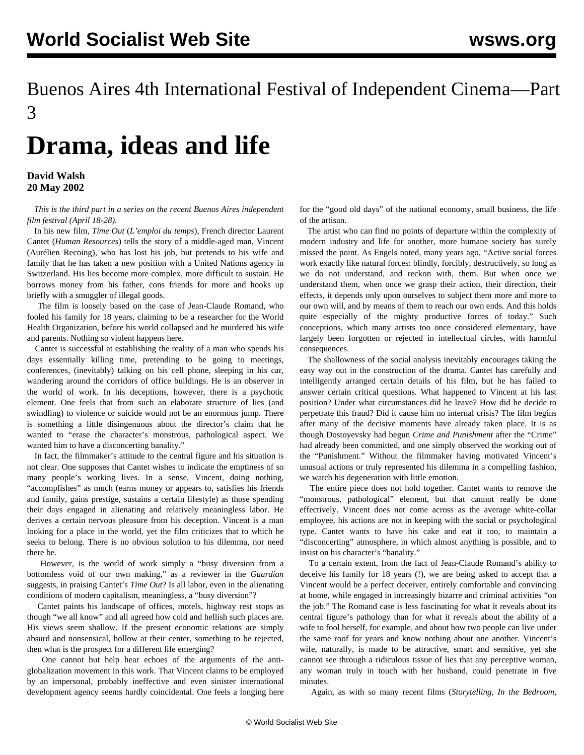# Buenos Aires 4th International Festival of Independent Cinema—Part 3

# Drama, ideas and life

**David Walsh**
**20 May 2002**

*This is the third part in a series on the recent Buenos Aires independent film festival (April 18-28).*

In his new film, *Time Out* (*L'emploi du temps*), French director Laurent Cantet (*Human Resources*) tells the story of a middle-aged man, Vincent (Aurélien Recoing), who has lost his job, but pretends to his wife and family that he has taken a new position with a United Nations agency in Switzerland. His lies become more complex, more difficult to sustain. He borrows money from his father, cons friends for more and hooks up briefly with a smuggler of illegal goods.

The film is loosely based on the case of Jean-Claude Romand, who fooled his family for 18 years, claiming to be a researcher for the World Health Organization, before his world collapsed and he murdered his wife and parents. Nothing so violent happens here.

Cantet is successful at establishing the reality of a man who spends his days essentially killing time, pretending to be going to meetings, conferences, (inevitably) talking on his cell phone, sleeping in his car, wandering around the corridors of office buildings. He is an observer in the world of work. In his deceptions, however, there is a psychotic element. One feels that from such an elaborate structure of lies (and swindling) to violence or suicide would not be an enormous jump. There is something a little disingenuous about the director's claim that he wanted to "erase the character's monstrous, pathological aspect. We wanted him to have a disconcerting banality."

In fact, the filmmaker's attitude to the central figure and his situation is not clear. One supposes that Cantet wishes to indicate the emptiness of so many people's working lives. In a sense, Vincent, doing nothing, "accomplishes" as much (earns money or appears to, satisfies his friends and family, gains prestige, sustains a certain lifestyle) as those spending their days engaged in alienating and relatively meaningless labor. He derives a certain nervous pleasure from his deception. Vincent is a man looking for a place in the world, yet the film criticizes that to which he seeks to belong. There is no obvious solution to his dilemma, nor need there be.

However, is the world of work simply a "busy diversion from a bottomless void of our own making," as a reviewer in the *Guardian* suggests, in praising Cantet's *Time Out*? Is all labor, even in the alienating conditions of modern capitalism, meaningless, a "busy diversion"?

Cantet paints his landscape of offices, motels, highway rest stops as though "we all know" and all agreed how cold and hellish such places are. His views seem shallow. If the present economic relations are simply absurd and nonsensical, hollow at their center, something to be rejected, then what is the prospect for a different life emerging?

One cannot but help hear echoes of the arguments of the anti-globalization movement in this work. That Vincent claims to be employed by an impersonal, probably ineffective and even sinister international development agency seems hardly coincidental. One feels a longing here for the "good old days" of the national economy, small business, the life of the artisan.

The artist who can find no points of departure within the complexity of modern industry and life for another, more humane society has surely missed the point. As Engels noted, many years ago, "Active social forces work exactly like natural forces: blindly, forcibly, destructively, so long as we do not understand, and reckon with, them. But when once we understand them, when once we grasp their action, their direction, their effects, it depends only upon ourselves to subject them more and more to our own will, and by means of them to reach our own ends. And this holds quite especially of the mighty productive forces of today." Such conceptions, which many artists too once considered elementary, have largely been forgotten or rejected in intellectual circles, with harmful consequences.

The shallowness of the social analysis inevitably encourages taking the easy way out in the construction of the drama. Cantet has carefully and intelligently arranged certain details of his film, but he has failed to answer certain critical questions. What happened to Vincent at his last position? Under what circumstances did he leave? How did he decide to perpetrate this fraud? Did it cause him no internal crisis? The film begins after many of the decisive moments have already taken place. It is as though Dostoyevsky had begun *Crime and Punishment* after the "Crime" had already been committed, and one simply observed the working out of the "Punishment." Without the filmmaker having motivated Vincent's unusual actions or truly represented his dilemma in a compelling fashion, we watch his degeneration with little emotion.

The entire piece does not hold together. Cantet wants to remove the "monstrous, pathological" element, but that cannot really be done effectively. Vincent does not come across as the average white-collar employee, his actions are not in keeping with the social or psychological type. Cantet wants to have his cake and eat it too, to maintain a "disconcerting" atmosphere, in which almost anything is possible, and to insist on his character's "banality."

To a certain extent, from the fact of Jean-Claude Romand's ability to deceive his family for 18 years (!), we are being asked to accept that a Vincent would be a perfect deceiver, entirely comfortable and convincing at home, while engaged in increasingly bizarre and criminal activities "on the job." The Romand case is less fascinating for what it reveals about its central figure's pathology than for what it reveals about the ability of a wife to fool herself, for example, and about how two people can live under the same roof for years and know nothing about one another. Vincent's wife, naturally, is made to be attractive, smart and sensitive, yet she cannot see through a ridiculous tissue of lies that any perceptive woman, any woman truly in touch with her husband, could penetrate in five minutes.

Again, as with so many recent films (*Storytelling*, *In the Bedroom*,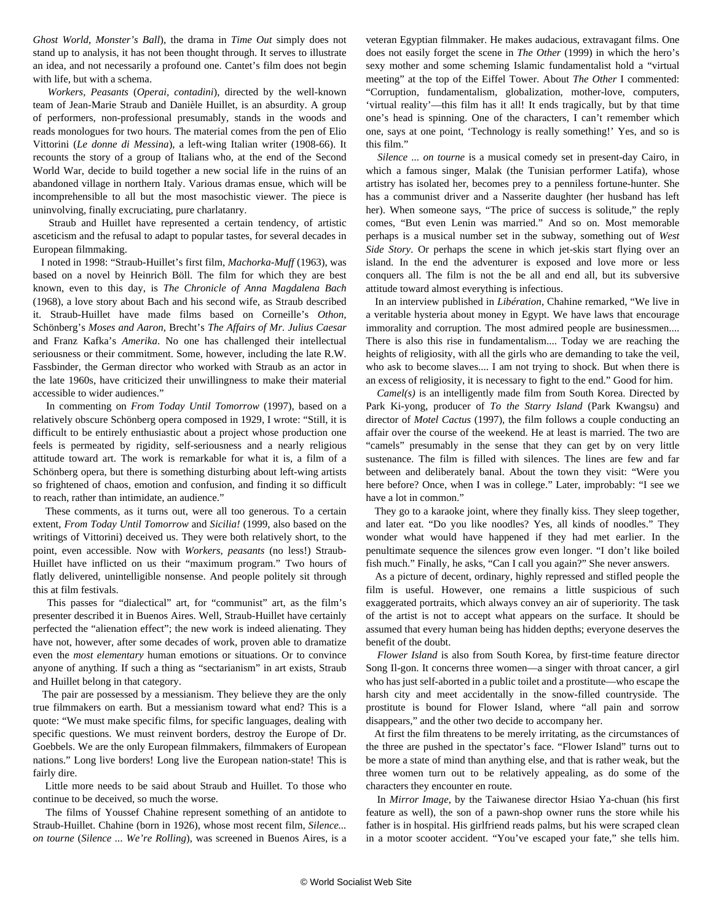*Ghost World*, *Monster's Ball*), the drama in *Time Out* simply does not stand up to analysis, it has not been thought through. It serves to illustrate an idea, and not necessarily a profound one. Cantet's film does not begin with life, but with a schema.

*Workers, Peasants* (*Operai, contadini*), directed by the well-known team of Jean-Marie Straub and Danièle Huillet, is an absurdity. A group of performers, non-professional presumably, stands in the woods and reads monologues for two hours. The material comes from the pen of Elio Vittorini (*Le donne di Messina*), a left-wing Italian writer (1908-66). It recounts the story of a group of Italians who, at the end of the Second World War, decide to build together a new social life in the ruins of an abandoned village in northern Italy. Various dramas ensue, which will be incomprehensible to all but the most masochistic viewer. The piece is uninvolving, finally excruciating, pure charlatanry.

Straub and Huillet have represented a certain tendency, of artistic asceticism and the refusal to adapt to popular tastes, for several decades in European filmmaking.

I noted in 1998: "Straub-Huillet's first film, *Machorka-Muff* (1963), was based on a novel by Heinrich Böll. The film for which they are best known, even to this day, is *The Chronicle of Anna Magdalena Bach* (1968), a love story about Bach and his second wife, as Straub described it. Straub-Huillet have made films based on Corneille's *Othon*, Schönberg's *Moses and Aaron*, Brecht's *The Affairs of Mr. Julius Caesar* and Franz Kafka's *Amerika*. No one has challenged their intellectual seriousness or their commitment. Some, however, including the late R.W. Fassbinder, the German director who worked with Straub as an actor in the late 1960s, have criticized their unwillingness to make their material accessible to wider audiences."

In commenting on *From Today Until Tomorrow* (1997), based on a relatively obscure Schönberg opera composed in 1929, I wrote: "Still, it is difficult to be entirely enthusiastic about a project whose production one feels is permeated by rigidity, self-seriousness and a nearly religious attitude toward art. The work is remarkable for what it is, a film of a Schönberg opera, but there is something disturbing about left-wing artists so frightened of chaos, emotion and confusion, and finding it so difficult to reach, rather than intimidate, an audience."

These comments, as it turns out, were all too generous. To a certain extent, *From Today Until Tomorrow* and *Sicilia!* (1999, also based on the writings of Vittorini) deceived us. They were both relatively short, to the point, even accessible. Now with *Workers, peasants* (no less!) Straub-Huillet have inflicted on us their "maximum program." Two hours of flatly delivered, unintelligible nonsense. And people politely sit through this at film festivals.

This passes for "dialectical" art, for "communist" art, as the film's presenter described it in Buenos Aires. Well, Straub-Huillet have certainly perfected the "alienation effect"; the new work is indeed alienating. They have not, however, after some decades of work, proven able to dramatize even the *most elementary* human emotions or situations. Or to convince anyone of anything. If such a thing as "sectarianism" in art exists, Straub and Huillet belong in that category.

The pair are possessed by a messianism. They believe they are the only true filmmakers on earth. But a messianism toward what end? This is a quote: "We must make specific films, for specific languages, dealing with specific questions. We must reinvent borders, destroy the Europe of Dr. Goebbels. We are the only European filmmakers, filmmakers of European nations." Long live borders! Long live the European nation-state! This is fairly dire.

Little more needs to be said about Straub and Huillet. To those who continue to be deceived, so much the worse.

The films of Youssef Chahine represent something of an antidote to Straub-Huillet. Chahine (born in 1926), whose most recent film, *Silence... on tourne* (*Silence ... We're Rolling*), was screened in Buenos Aires, is a veteran Egyptian filmmaker. He makes audacious, extravagant films. One does not easily forget the scene in *The Other* (1999) in which the hero's sexy mother and some scheming Islamic fundamentalist hold a "virtual meeting" at the top of the Eiffel Tower. About *The Other* I commented: "Corruption, fundamentalism, globalization, mother-love, computers, 'virtual reality'—this film has it all! It ends tragically, but by that time one's head is spinning. One of the characters, I can't remember which one, says at one point, 'Technology is really something!' Yes, and so is this film."

*Silence ... on tourne* is a musical comedy set in present-day Cairo, in which a famous singer, Malak (the Tunisian performer Latifa), whose artistry has isolated her, becomes prey to a penniless fortune-hunter. She has a communist driver and a Nasserite daughter (her husband has left her). When someone says, "The price of success is solitude," the reply comes, "But even Lenin was married." And so on. Most memorable perhaps is a musical number set in the subway, something out of *West Side Story*. Or perhaps the scene in which jet-skis start flying over an island. In the end the adventurer is exposed and love more or less conquers all. The film is not the be all and end all, but its subversive attitude toward almost everything is infectious.

In an interview published in *Libération*, Chahine remarked, "We live in a veritable hysteria about money in Egypt. We have laws that encourage immorality and corruption. The most admired people are businessmen.... There is also this rise in fundamentalism.... Today we are reaching the heights of religiosity, with all the girls who are demanding to take the veil, who ask to become slaves.... I am not trying to shock. But when there is an excess of religiosity, it is necessary to fight to the end." Good for him.

*Camel(s)* is an intelligently made film from South Korea. Directed by Park Ki-yong, producer of *To the Starry Island* (Park Kwangsu) and director of *Motel Cactus* (1997), the film follows a couple conducting an affair over the course of the weekend. He at least is married. The two are "camels" presumably in the sense that they can get by on very little sustenance. The film is filled with silences. The lines are few and far between and deliberately banal. About the town they visit: "Were you here before? Once, when I was in college." Later, improbably: "I see we have a lot in common."

They go to a karaoke joint, where they finally kiss. They sleep together, and later eat. "Do you like noodles? Yes, all kinds of noodles." They wonder what would have happened if they had met earlier. In the penultimate sequence the silences grow even longer. "I don't like boiled fish much." Finally, he asks, "Can I call you again?" She never answers.

As a picture of decent, ordinary, highly repressed and stifled people the film is useful. However, one remains a little suspicious of such exaggerated portraits, which always convey an air of superiority. The task of the artist is not to accept what appears on the surface. It should be assumed that every human being has hidden depths; everyone deserves the benefit of the doubt.

*Flower Island* is also from South Korea, by first-time feature director Song Il-gon. It concerns three women—a singer with throat cancer, a girl who has just self-aborted in a public toilet and a prostitute—who escape the harsh city and meet accidentally in the snow-filled countryside. The prostitute is bound for Flower Island, where "all pain and sorrow disappears," and the other two decide to accompany her.

At first the film threatens to be merely irritating, as the circumstances of the three are pushed in the spectator's face. "Flower Island" turns out to be more a state of mind than anything else, and that is rather weak, but the three women turn out to be relatively appealing, as do some of the characters they encounter en route.

In *Mirror Image*, by the Taiwanese director Hsiao Ya-chuan (his first feature as well), the son of a pawn-shop owner runs the store while his father is in hospital. His girlfriend reads palms, but his were scraped clean in a motor scooter accident. "You've escaped your fate," she tells him.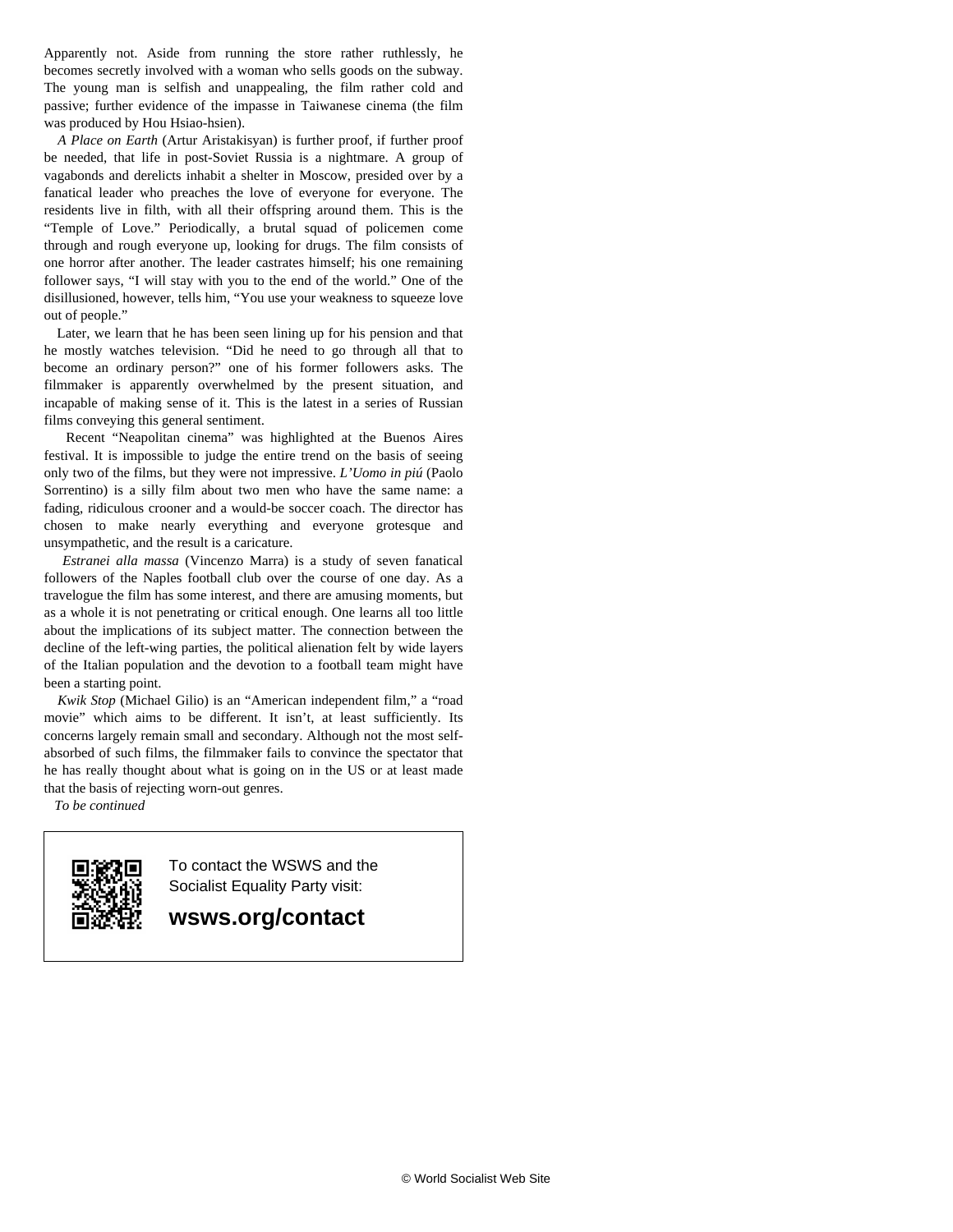Apparently not. Aside from running the store rather ruthlessly, he becomes secretly involved with a woman who sells goods on the subway. The young man is selfish and unappealing, the film rather cold and passive; further evidence of the impasse in Taiwanese cinema (the film was produced by Hou Hsiao-hsien).

*A Place on Earth* (Artur Aristakisyan) is further proof, if further proof be needed, that life in post-Soviet Russia is a nightmare. A group of vagabonds and derelicts inhabit a shelter in Moscow, presided over by a fanatical leader who preaches the love of everyone for everyone. The residents live in filth, with all their offspring around them. This is the "Temple of Love." Periodically, a brutal squad of policemen come through and rough everyone up, looking for drugs. The film consists of one horror after another. The leader castrates himself; his one remaining follower says, "I will stay with you to the end of the world." One of the disillusioned, however, tells him, "You use your weakness to squeeze love out of people."

Later, we learn that he has been seen lining up for his pension and that he mostly watches television. "Did he need to go through all that to become an ordinary person?" one of his former followers asks. The filmmaker is apparently overwhelmed by the present situation, and incapable of making sense of it. This is the latest in a series of Russian films conveying this general sentiment.

Recent "Neapolitan cinema" was highlighted at the Buenos Aires festival. It is impossible to judge the entire trend on the basis of seeing only two of the films, but they were not impressive. *L'Uomo in piú* (Paolo Sorrentino) is a silly film about two men who have the same name: a fading, ridiculous crooner and a would-be soccer coach. The director has chosen to make nearly everything and everyone grotesque and unsympathetic, and the result is a caricature.

*Estranei alla massa* (Vincenzo Marra) is a study of seven fanatical followers of the Naples football club over the course of one day. As a travelogue the film has some interest, and there are amusing moments, but as a whole it is not penetrating or critical enough. One learns all too little about the implications of its subject matter. The connection between the decline of the left-wing parties, the political alienation felt by wide layers of the Italian population and the devotion to a football team might have been a starting point.

*Kwik Stop* (Michael Gilio) is an "American independent film," a "road movie" which aims to be different. It isn't, at least sufficiently. Its concerns largely remain small and secondary. Although not the most self-absorbed of such films, the filmmaker fails to convince the spectator that he has really thought about what is going on in the US or at least made that the basis of rejecting worn-out genres.

*To be continued*

To contact the WSWS and the Socialist Equality Party visit:

**wsws.org/contact**